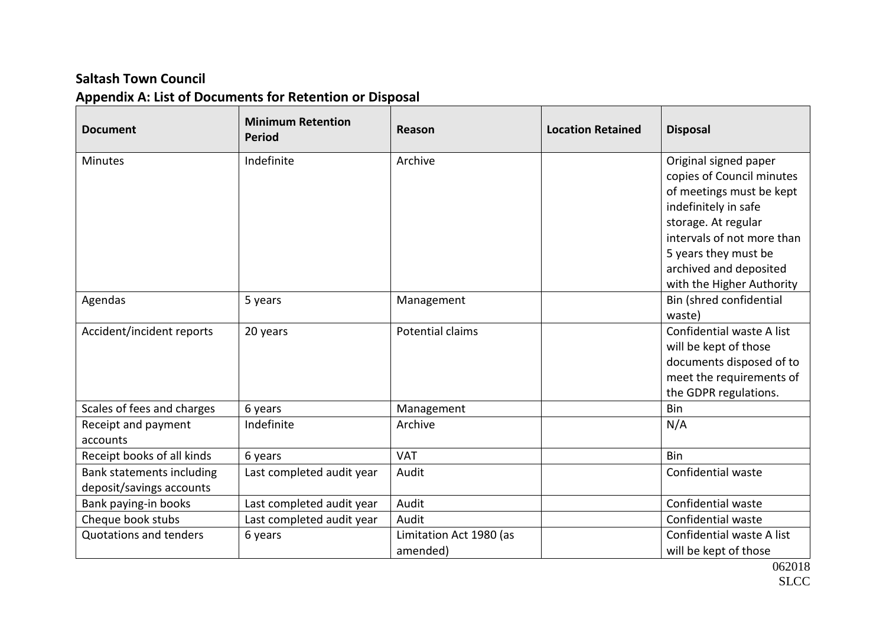**Saltash Town Council**

**Appendix A: List of Documents for Retention or Disposal**

| Document | Minimum Retention Period | Reason | Location Retained | Disposal |
|---|---|---|---|---|
| Minutes | Indefinite | Archive | | Original signed paper copies of Council minutes of meetings must be kept indefinitely in safe storage. At regular intervals of not more than 5 years they must be archived and deposited with the Higher Authority |
| Agendas | 5 years | Management | | Bin (shred confidential waste) |
| Accident/incident reports | 20 years | Potential claims | | Confidential waste A list will be kept of those documents disposed of to meet the requirements of the GDPR regulations. |
| Scales of fees and charges | 6 years | Management | | Bin |
| Receipt and payment accounts | Indefinite | Archive | | N/A |
| Receipt books of all kinds | 6 years | VAT | | Bin |
| Bank statements including deposit/savings accounts | Last completed audit year | Audit | | Confidential waste |
| Bank paying-in books | Last completed audit year | Audit | | Confidential waste |
| Cheque book stubs | Last completed audit year | Audit | | Confidential waste |
| Quotations and tenders | 6 years | Limitation Act 1980 (as amended) | | Confidential waste A list will be kept of those |

062018
SLCC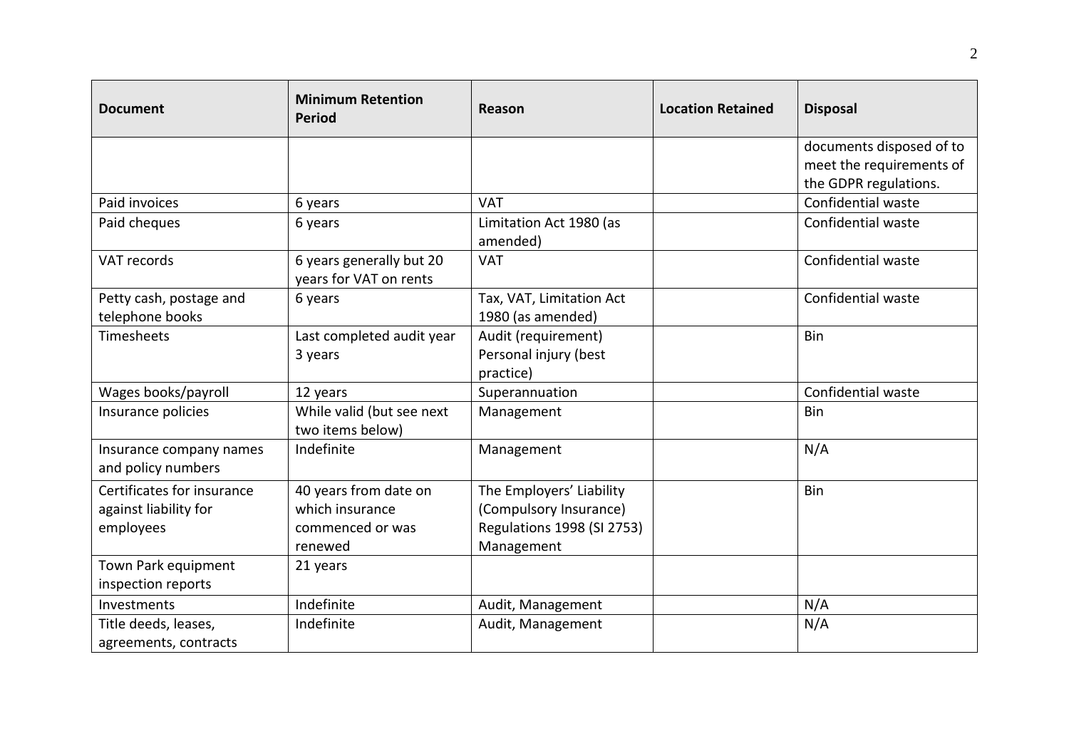| Document | Minimum Retention Period | Reason | Location Retained | Disposal |
|---|---|---|---|---|
| | | | | documents disposed of to meet the requirements of the GDPR regulations. |
| Paid invoices | 6 years | VAT | | Confidential waste |
| Paid cheques | 6 years | Limitation Act 1980 (as amended) | | Confidential waste |
| VAT records | 6 years generally but 20 years for VAT on rents | VAT | | Confidential waste |
| Petty cash, postage and telephone books | 6 years | Tax, VAT, Limitation Act 1980 (as amended) | | Confidential waste |
| Timesheets | Last completed audit year 3 years | Audit (requirement) Personal injury (best practice) | | Bin |
| Wages books/payroll | 12 years | Superannuation | | Confidential waste |
| Insurance policies | While valid (but see next two items below) | Management | | Bin |
| Insurance company names and policy numbers | Indefinite | Management | | N/A |
| Certificates for insurance against liability for employees | 40 years from date on which insurance commenced or was renewed | The Employers' Liability (Compulsory Insurance) Regulations 1998 (SI 2753) Management | | Bin |
| Town Park equipment inspection reports | 21 years | | | |
| Investments | Indefinite | Audit, Management | | N/A |
| Title deeds, leases, agreements, contracts | Indefinite | Audit, Management | | N/A |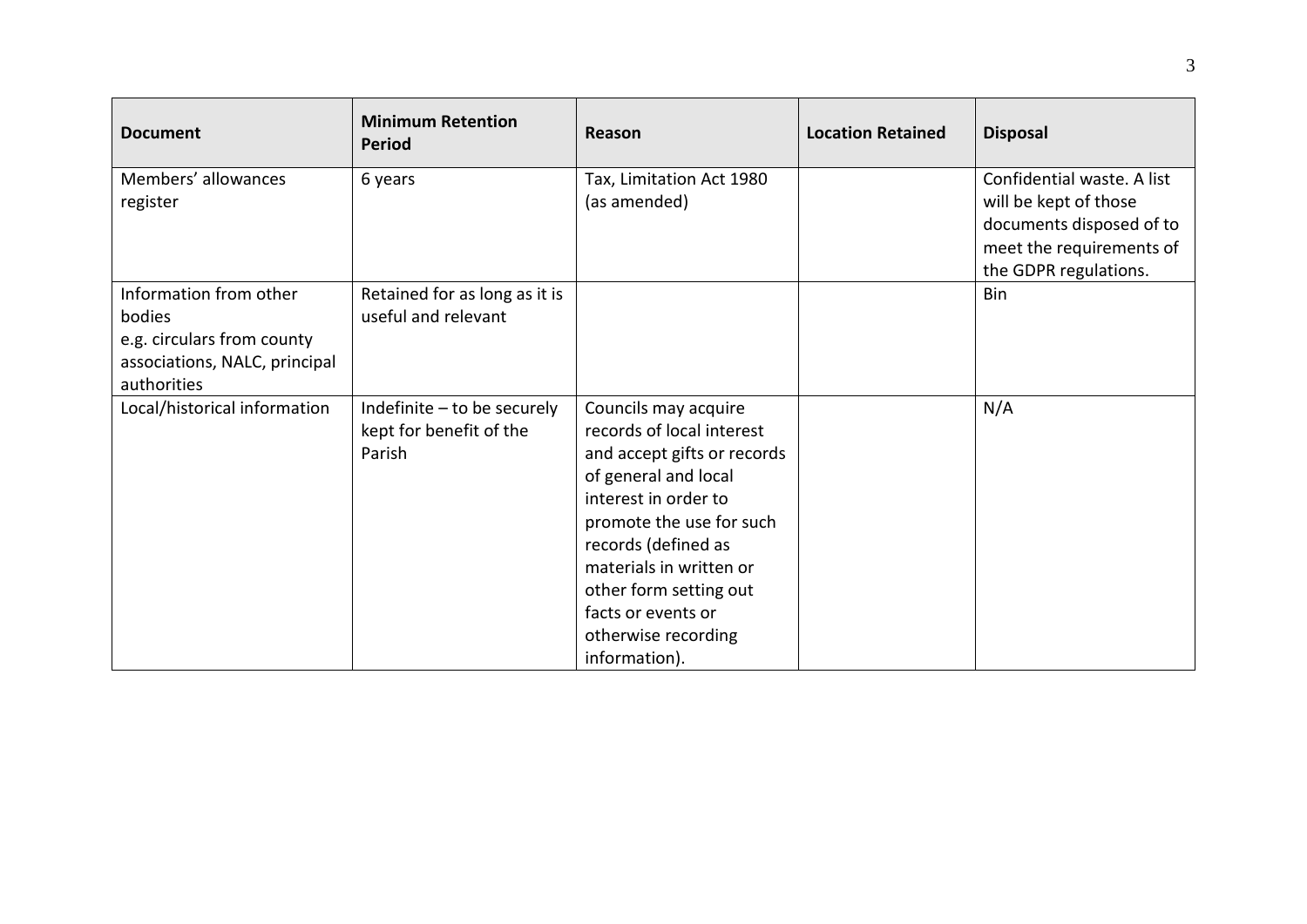| Document | Minimum Retention Period | Reason | Location Retained | Disposal |
|---|---|---|---|---|
| Members' allowances register | 6 years | Tax, Limitation Act 1980 (as amended) | | Confidential waste. A list will be kept of those documents disposed of to meet the requirements of the GDPR regulations. |
| Information from other bodies e.g. circulars from county associations, NALC, principal authorities | Retained for as long as it is useful and relevant | | | Bin |
| Local/historical information | Indefinite – to be securely kept for benefit of the Parish | Councils may acquire records of local interest and accept gifts or records of general and local interest in order to promote the use for such records (defined as materials in written or other form setting out facts or events or otherwise recording information). | | N/A |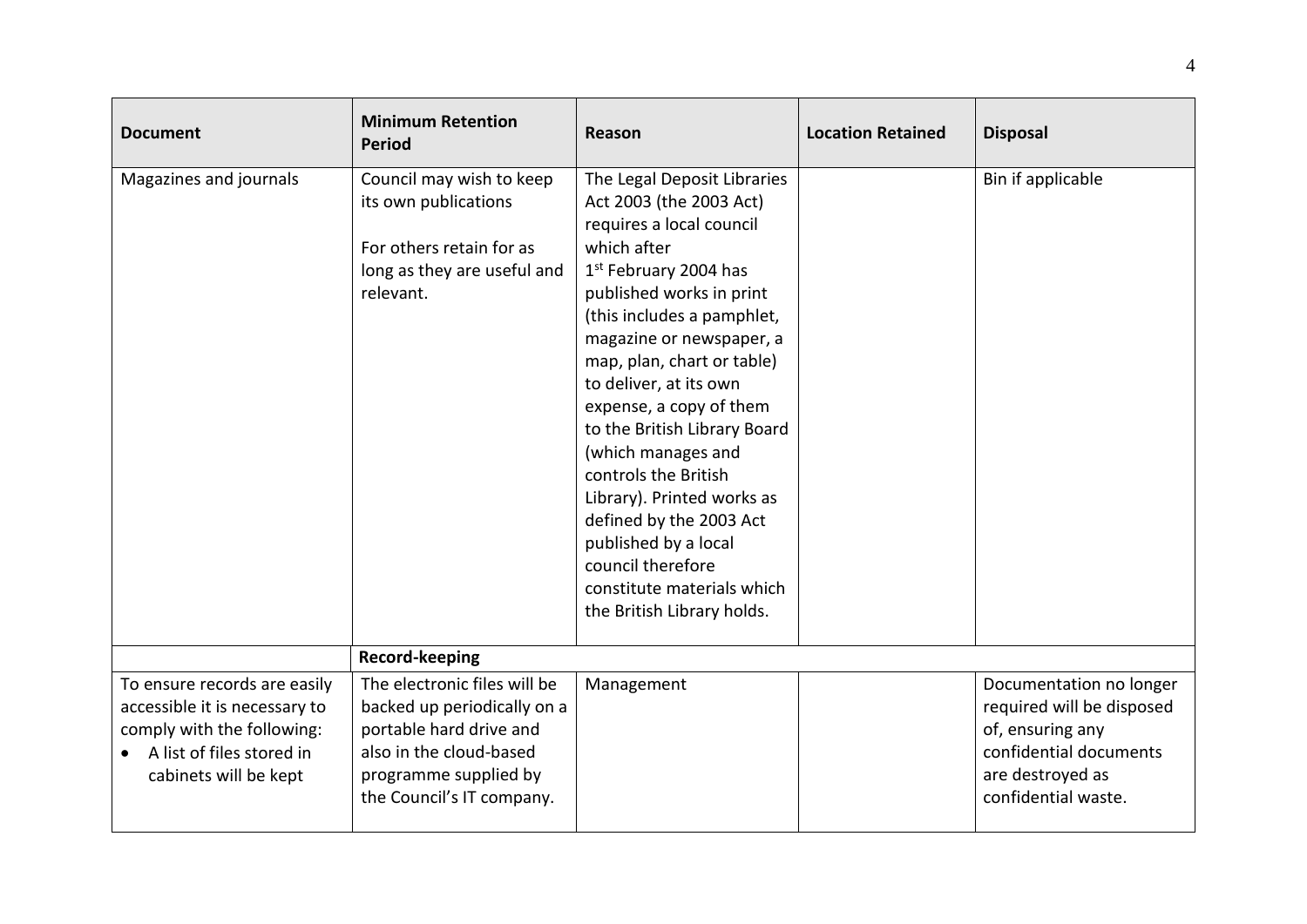| Document | Minimum Retention Period | Reason | Location Retained | Disposal |
|---|---|---|---|---|
| Magazines and journals | Council may wish to keep its own publications<br><br>For others retain for as long as they are useful and relevant. | The Legal Deposit Libraries Act 2003 (the 2003 Act) requires a local council which after 1st February 2004 has published works in print (this includes a pamphlet, magazine or newspaper, a map, plan, chart or table) to deliver, at its own expense, a copy of them to the British Library Board (which manages and controls the British Library). Printed works as defined by the 2003 Act published by a local council therefore constitute materials which the British Library holds. | | Bin if applicable |
| | **Record-keeping** | | | |
| To ensure records are easily accessible it is necessary to comply with the following:<br>• A list of files stored in cabinets will be kept | The electronic files will be backed up periodically on a portable hard drive and also in the cloud-based programme supplied by the Council's IT company. | Management | | Documentation no longer required will be disposed of, ensuring any confidential documents are destroyed as confidential waste. |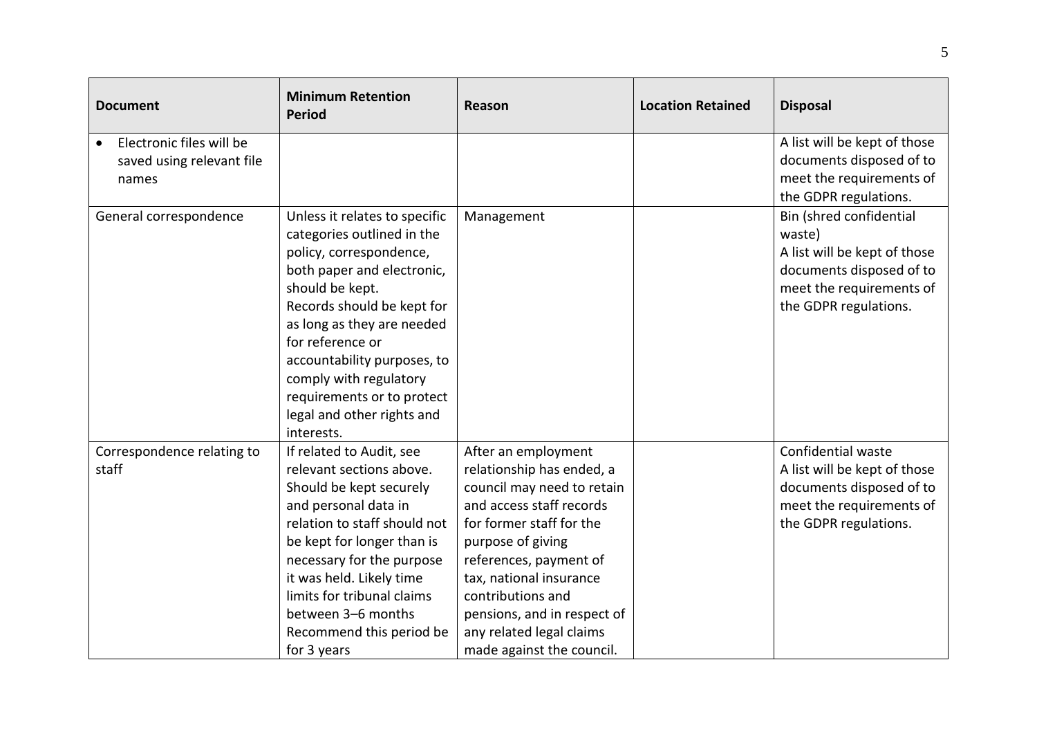| Document | Minimum Retention Period | Reason | Location Retained | Disposal |
|---|---|---|---|---|
| • Electronic files will be saved using relevant file names | | | | A list will be kept of those documents disposed of to meet the requirements of the GDPR regulations. |
| General correspondence | Unless it relates to specific categories outlined in the policy, correspondence, both paper and electronic, should be kept. Records should be kept for as long as they are needed for reference or accountability purposes, to comply with regulatory requirements or to protect legal and other rights and interests. | Management | | Bin (shred confidential waste) A list will be kept of those documents disposed of to meet the requirements of the GDPR regulations. |
| Correspondence relating to staff | If related to Audit, see relevant sections above. Should be kept securely and personal data in relation to staff should not be kept for longer than is necessary for the purpose it was held. Likely time limits for tribunal claims between 3–6 months Recommend this period be for 3 years | After an employment relationship has ended, a council may need to retain and access staff records for former staff for the purpose of giving references, payment of tax, national insurance contributions and pensions, and in respect of any related legal claims made against the council. | | Confidential waste A list will be kept of those documents disposed of to meet the requirements of the GDPR regulations. |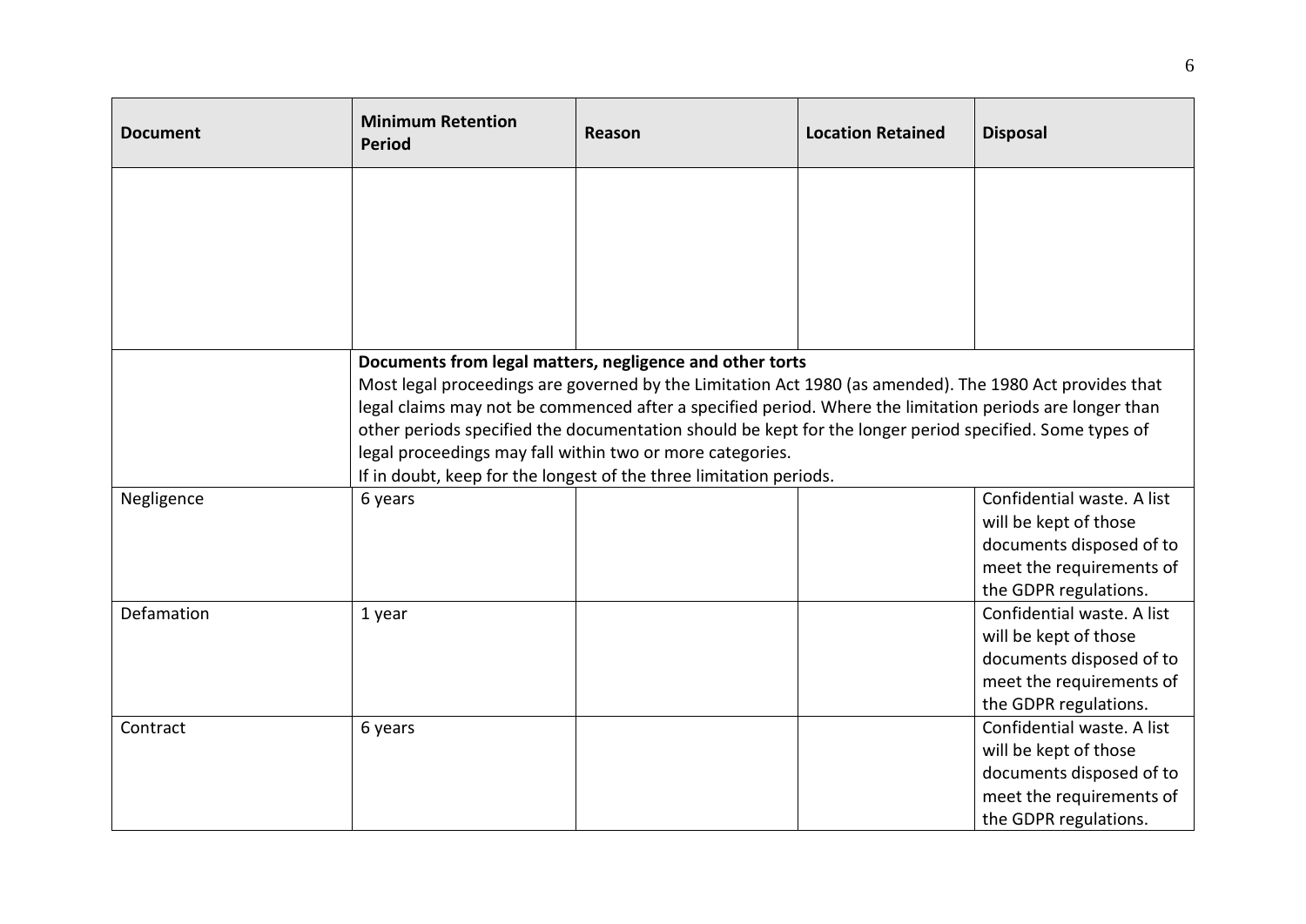| Document | Minimum Retention Period | Reason | Location Retained | Disposal |
|---|---|---|---|---|
| | | | | |
| | **Documents from legal matters, negligence and other torts** Most legal proceedings are governed by the Limitation Act 1980 (as amended). The 1980 Act provides that legal claims may not be commenced after a specified period. Where the limitation periods are longer than other periods specified the documentation should be kept for the longer period specified. Some types of legal proceedings may fall within two or more categories. If in doubt, keep for the longest of the three limitation periods. | | | |
| Negligence | 6 years | | | Confidential waste. A list will be kept of those documents disposed of to meet the requirements of the GDPR regulations. |
| Defamation | 1 year | | | Confidential waste. A list will be kept of those documents disposed of to meet the requirements of the GDPR regulations. |
| Contract | 6 years | | | Confidential waste. A list will be kept of those documents disposed of to meet the requirements of the GDPR regulations. |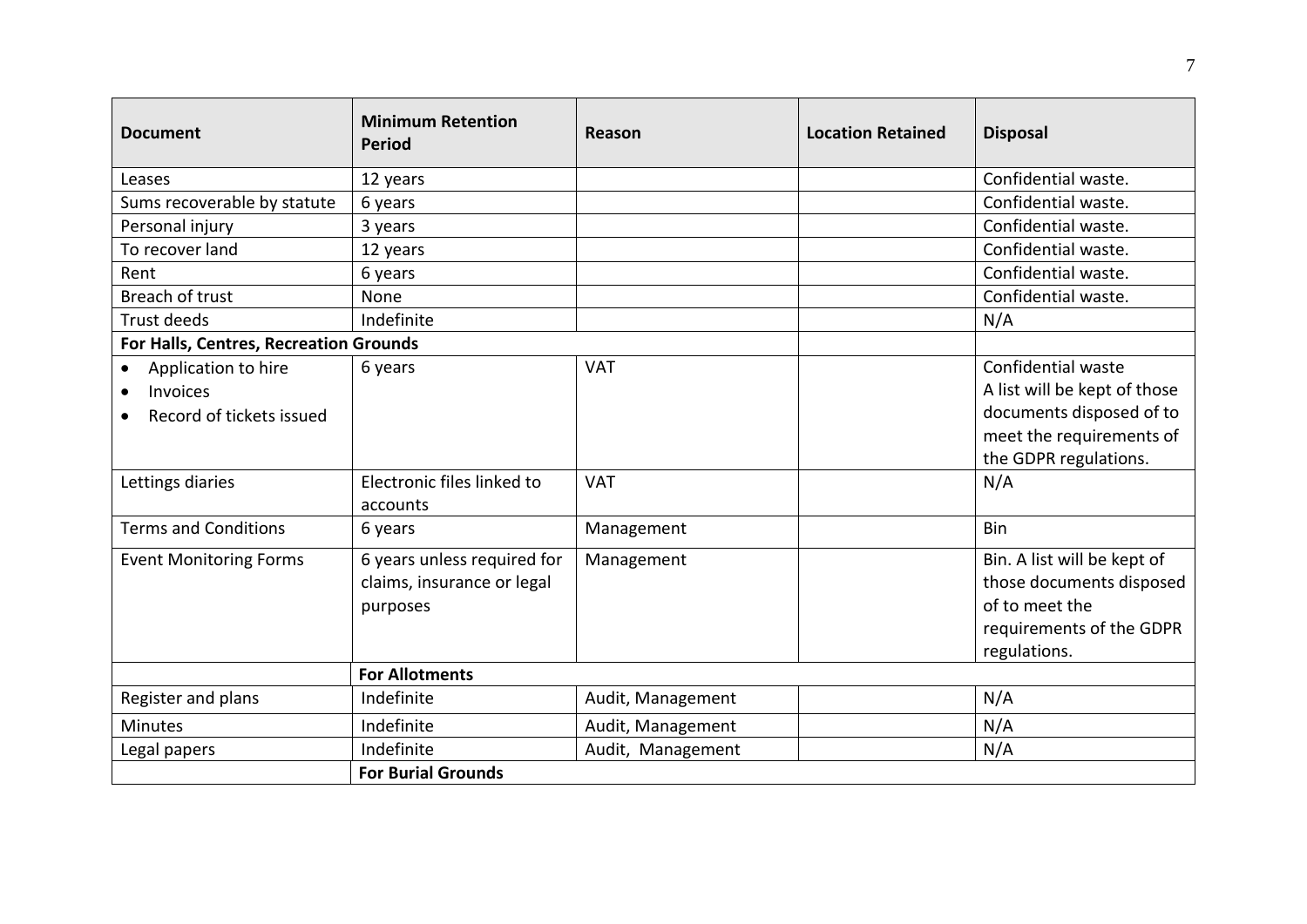| Document | Minimum Retention Period | Reason | Location Retained | Disposal |
| --- | --- | --- | --- | --- |
| Leases | 12 years | | | Confidential waste. |
| Sums recoverable by statute | 6 years | | | Confidential waste. |
| Personal injury | 3 years | | | Confidential waste. |
| To recover land | 12 years | | | Confidential waste. |
| Rent | 6 years | | | Confidential waste. |
| Breach of trust | None | | | Confidential waste. |
| Trust deeds | Indefinite | | | N/A |
| **For Halls, Centres, Recreation Grounds** | | | | |
| • Application to hire<br>• Invoices<br>• Record of tickets issued | 6 years | VAT | | Confidential waste<br>A list will be kept of those documents disposed of to meet the requirements of the GDPR regulations. |
| Lettings diaries | Electronic files linked to accounts | VAT | | N/A |
| Terms and Conditions | 6 years | Management | | Bin |
| Event Monitoring Forms | 6 years unless required for claims, insurance or legal purposes | Management | | Bin. A list will be kept of those documents disposed of to meet the requirements of the GDPR regulations. |
| | **For Allotments** | | | |
| Register and plans | Indefinite | Audit, Management | | N/A |
| Minutes | Indefinite | Audit, Management | | N/A |
| Legal papers | Indefinite | Audit, Management | | N/A |
| | **For Burial Grounds** | | | |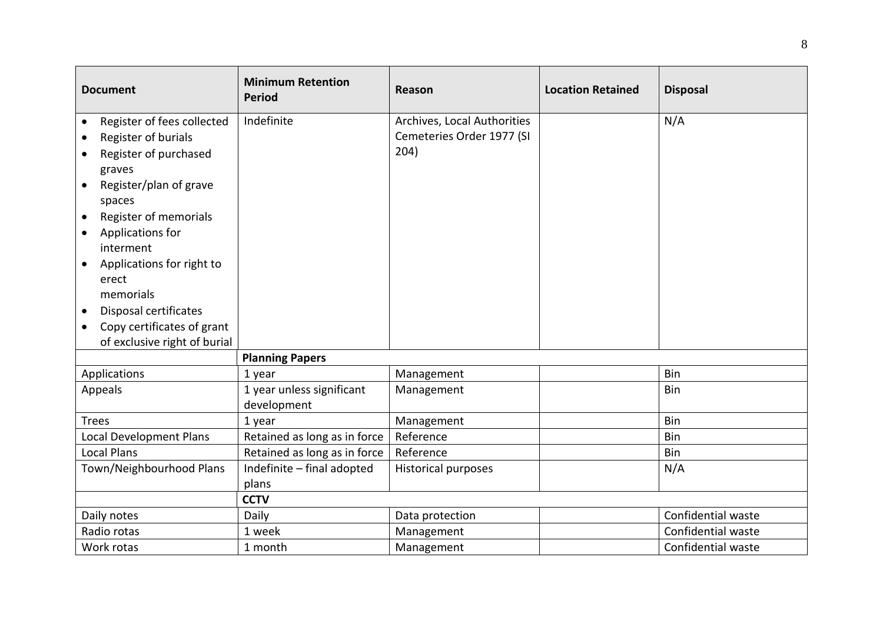| Document | Minimum Retention Period | Reason | Location Retained | Disposal |
|---|---|---|---|---|
| • Register of fees collected<br>• Register of burials<br>• Register of purchased graves<br>• Register/plan of grave spaces<br>• Register of memorials<br>• Applications for interment<br>• Applications for right to erect memorials<br>• Disposal certificates<br>• Copy certificates of grant of exclusive right of burial | Indefinite | Archives, Local Authorities Cemeteries Order 1977 (SI 204) | | N/A |
| | **Planning Papers** | | | |
| Applications | 1 year | Management | | Bin |
| Appeals | 1 year unless significant development | Management | | Bin |
| Trees | 1 year | Management | | Bin |
| Local Development Plans | Retained as long as in force | Reference | | Bin |
| Local Plans | Retained as long as in force | Reference | | Bin |
| Town/Neighbourhood Plans | Indefinite – final adopted plans | Historical purposes | | N/A |
| | **CCTV** | | | |
| Daily notes | Daily | Data protection | | Confidential waste |
| Radio rotas | 1 week | Management | | Confidential waste |
| Work rotas | 1 month | Management | | Confidential waste |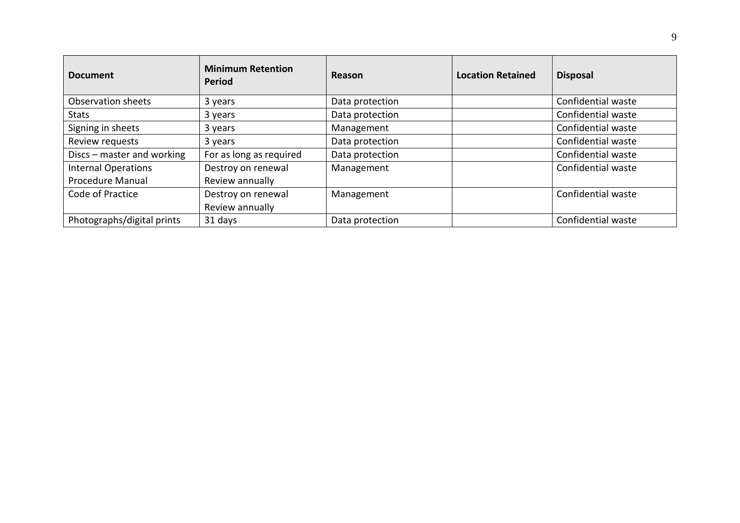| Document | Minimum Retention Period | Reason | Location Retained | Disposal |
|---|---|---|---|---|
| Observation sheets | 3 years | Data protection | | Confidential waste |
| Stats | 3 years | Data protection | | Confidential waste |
| Signing in sheets | 3 years | Management | | Confidential waste |
| Review requests | 3 years | Data protection | | Confidential waste |
| Discs – master and working | For as long as required | Data protection | | Confidential waste |
| Internal Operations Procedure Manual | Destroy on renewal Review annually | Management | | Confidential waste |
| Code of Practice | Destroy on renewal Review annually | Management | | Confidential waste |
| Photographs/digital prints | 31 days | Data protection | | Confidential waste |